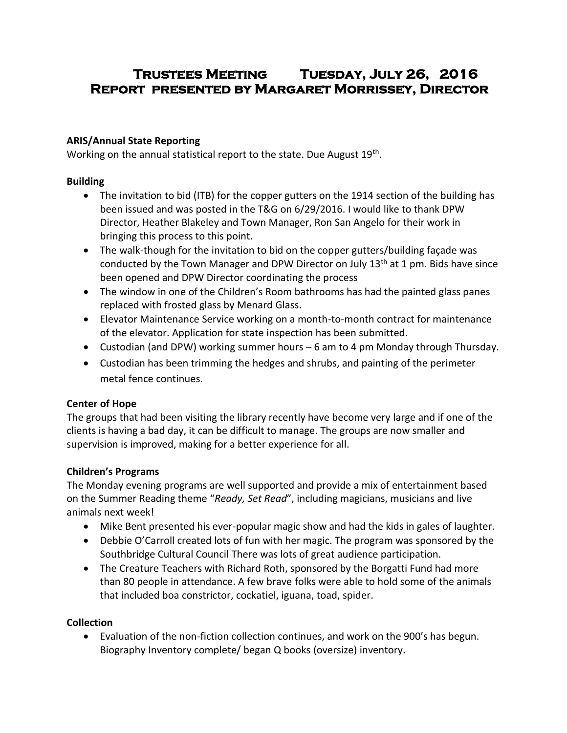# Trustees Meeting Tuesday, July 26, 2016
# Report presented by Margaret Morrissey, Director

**ARIS/Annual State Reporting**

Working on the annual statistical report to the state. Due August 19th.

**Building**

- The invitation to bid (ITB) for the copper gutters on the 1914 section of the building has been issued and was posted in the T&G on 6/29/2016. I would like to thank DPW Director, Heather Blakeley and Town Manager, Ron San Angelo for their work in bringing this process to this point.
- The walk-though for the invitation to bid on the copper gutters/building façade was conducted by the Town Manager and DPW Director on July 13th at 1 pm. Bids have since been opened and DPW Director coordinating the process
- The window in one of the Children's Room bathrooms has had the painted glass panes replaced with frosted glass by Menard Glass.
- Elevator Maintenance Service working on a month-to-month contract for maintenance of the elevator. Application for state inspection has been submitted.
- Custodian (and DPW) working summer hours – 6 am to 4 pm Monday through Thursday.
- Custodian has been trimming the hedges and shrubs, and painting of the perimeter metal fence continues.

**Center of Hope**

The groups that had been visiting the library recently have become very large and if one of the clients is having a bad day, it can be difficult to manage. The groups are now smaller and supervision is improved, making for a better experience for all.

**Children's Programs**

The Monday evening programs are well supported and provide a mix of entertainment based on the Summer Reading theme "*Ready, Set Read*", including magicians, musicians and live animals next week!

- Mike Bent presented his ever-popular magic show and had the kids in gales of laughter.
- Debbie O'Carroll created lots of fun with her magic. The program was sponsored by the Southbridge Cultural Council There was lots of great audience participation.
- The Creature Teachers with Richard Roth, sponsored by the Borgatti Fund had more than 80 people in attendance. A few brave folks were able to hold some of the animals that included boa constrictor, cockatiel, iguana, toad, spider.

**Collection**

- Evaluation of the non-fiction collection continues, and work on the 900's has begun. Biography Inventory complete/ began Q books (oversize) inventory.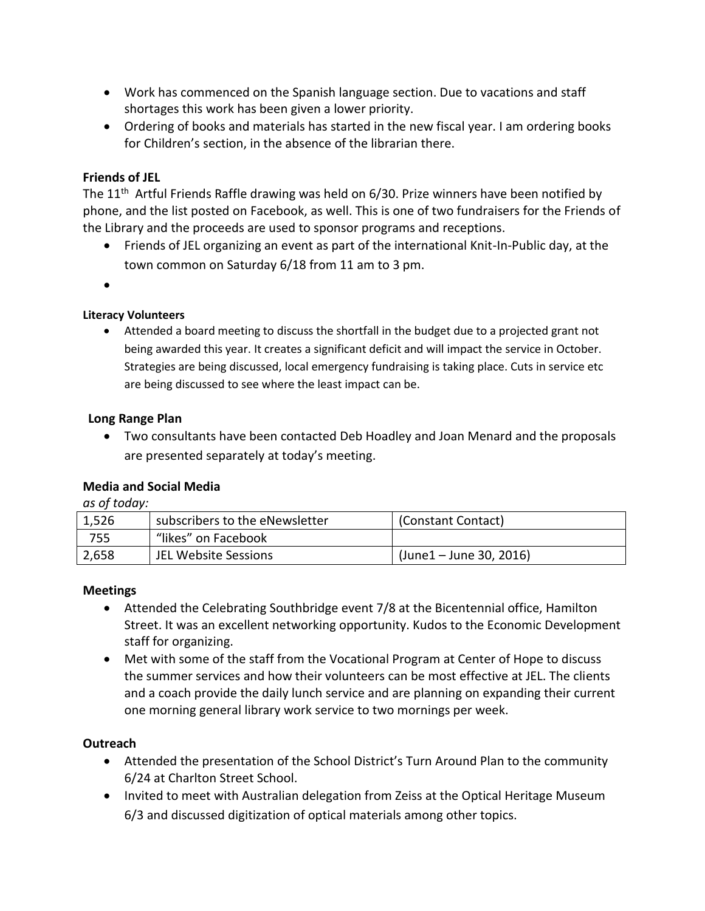- Work has commenced on the Spanish language section. Due to vacations and staff shortages this work has been given a lower priority.
- Ordering of books and materials has started in the new fiscal year. I am ordering books for Children's section, in the absence of the librarian there.

**Friends of JEL**

The 11th Artful Friends Raffle drawing was held on 6/30. Prize winners have been notified by phone, and the list posted on Facebook, as well. This is one of two fundraisers for the Friends of the Library and the proceeds are used to sponsor programs and receptions.

- Friends of JEL organizing an event as part of the international Knit-In-Public day, at the town common on Saturday 6/18 from 11 am to 3 pm.
-

**Literacy Volunteers**

- Attended a board meeting to discuss the shortfall in the budget due to a projected grant not being awarded this year. It creates a significant deficit and will impact the service in October. Strategies are being discussed, local emergency fundraising is taking place. Cuts in service etc are being discussed to see where the least impact can be.

**Long Range Plan**

- Two consultants have been contacted Deb Hoadley and Joan Menard and the proposals are presented separately at today's meeting.

**Media and Social Media**

*as of today:*

| 1,526 | subscribers to the eNewsletter | (Constant Contact) |
|---|---|---|
| 755 | "likes" on Facebook | |
| 2,658 | JEL Website Sessions | (June1 – June 30, 2016) |

**Meetings**

- Attended the Celebrating Southbridge event 7/8 at the Bicentennial office, Hamilton Street. It was an excellent networking opportunity. Kudos to the Economic Development staff for organizing.
- Met with some of the staff from the Vocational Program at Center of Hope to discuss the summer services and how their volunteers can be most effective at JEL. The clients and a coach provide the daily lunch service and are planning on expanding their current one morning general library work service to two mornings per week.

**Outreach**

- Attended the presentation of the School District's Turn Around Plan to the community 6/24 at Charlton Street School.
- Invited to meet with Australian delegation from Zeiss at the Optical Heritage Museum 6/3 and discussed digitization of optical materials among other topics.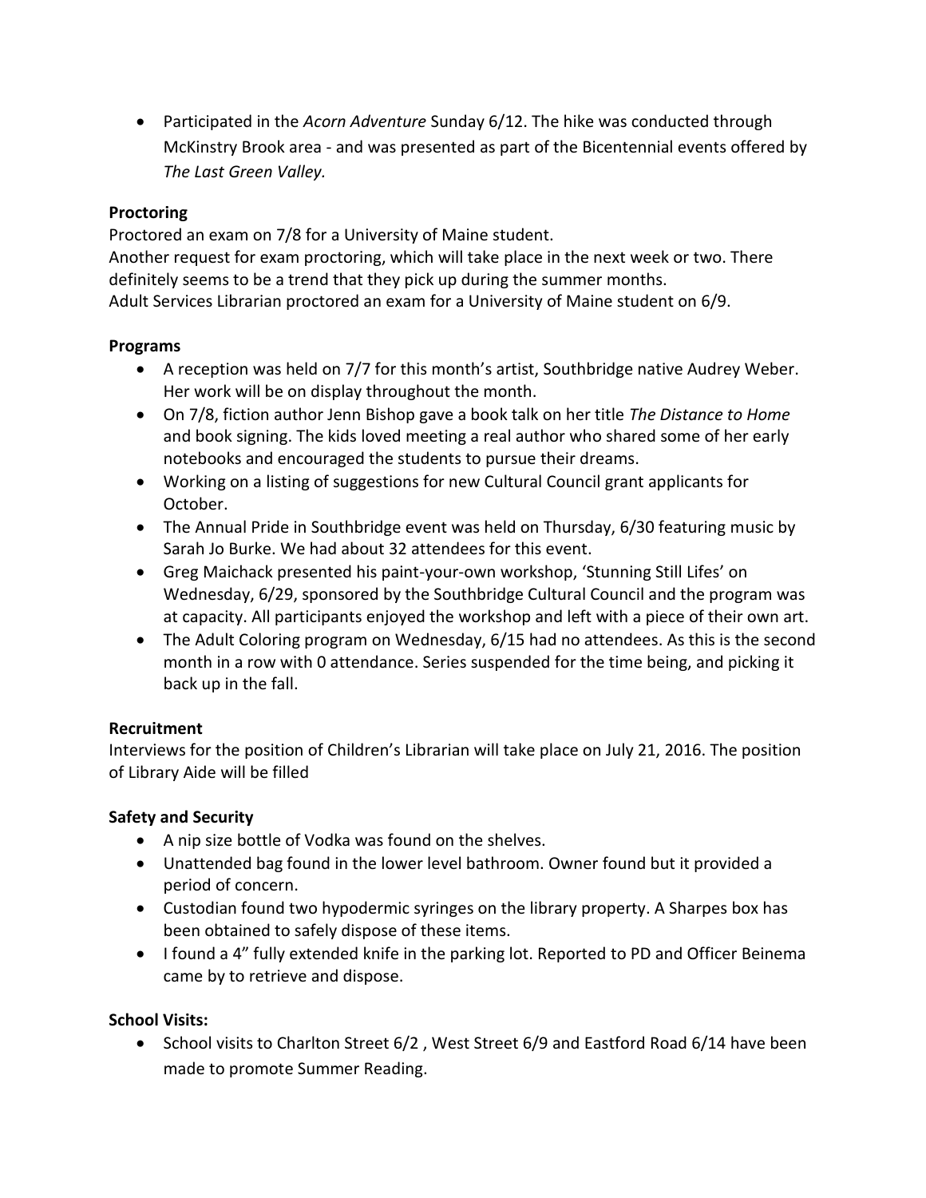- Participated in the *Acorn Adventure* Sunday 6/12. The hike was conducted through McKinstry Brook area - and was presented as part of the Bicentennial events offered by *The Last Green Valley.*

**Proctoring**

Proctored an exam on 7/8 for a University of Maine student.
Another request for exam proctoring, which will take place in the next week or two. There definitely seems to be a trend that they pick up during the summer months.
Adult Services Librarian proctored an exam for a University of Maine student on 6/9.

**Programs**

- A reception was held on 7/7 for this month's artist, Southbridge native Audrey Weber. Her work will be on display throughout the month.
- On 7/8, fiction author Jenn Bishop gave a book talk on her title *The Distance to Home* and book signing. The kids loved meeting a real author who shared some of her early notebooks and encouraged the students to pursue their dreams.
- Working on a listing of suggestions for new Cultural Council grant applicants for October.
- The Annual Pride in Southbridge event was held on Thursday, 6/30 featuring music by Sarah Jo Burke. We had about 32 attendees for this event.
- Greg Maichack presented his paint-your-own workshop, 'Stunning Still Lifes' on Wednesday, 6/29, sponsored by the Southbridge Cultural Council and the program was at capacity. All participants enjoyed the workshop and left with a piece of their own art.
- The Adult Coloring program on Wednesday, 6/15 had no attendees. As this is the second month in a row with 0 attendance. Series suspended for the time being, and picking it back up in the fall.

**Recruitment**

Interviews for the position of Children's Librarian will take place on July 21, 2016. The position of Library Aide will be filled

**Safety and Security**

- A nip size bottle of Vodka was found on the shelves.
- Unattended bag found in the lower level bathroom. Owner found but it provided a period of concern.
- Custodian found two hypodermic syringes on the library property. A Sharpes box has been obtained to safely dispose of these items.
- I found a 4" fully extended knife in the parking lot. Reported to PD and Officer Beinema came by to retrieve and dispose.

**School Visits:**

- School visits to Charlton Street 6/2 , West Street 6/9 and Eastford Road 6/14 have been made to promote Summer Reading.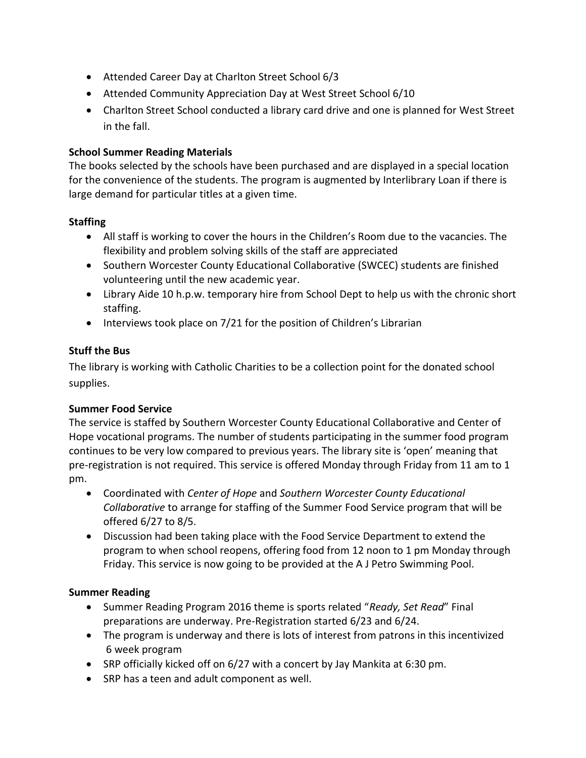- Attended Career Day at Charlton Street School 6/3
- Attended Community Appreciation Day at West Street School 6/10
- Charlton Street School conducted a library card drive and one is planned for West Street in the fall.

**School Summer Reading Materials**

The books selected by the schools have been purchased and are displayed in a special location for the convenience of the students. The program is augmented by Interlibrary Loan if there is large demand for particular titles at a given time.

**Staffing**

- All staff is working to cover the hours in the Children's Room due to the vacancies. The flexibility and problem solving skills of the staff are appreciated
- Southern Worcester County Educational Collaborative (SWCEC) students are finished volunteering until the new academic year.
- Library Aide 10 h.p.w. temporary hire from School Dept to help us with the chronic short staffing.
- Interviews took place on 7/21 for the position of Children's Librarian

**Stuff the Bus**

The library is working with Catholic Charities to be a collection point for the donated school supplies.

**Summer Food Service**

The service is staffed by Southern Worcester County Educational Collaborative and Center of Hope vocational programs. The number of students participating in the summer food program continues to be very low compared to previous years. The library site is 'open' meaning that pre-registration is not required. This service is offered Monday through Friday from 11 am to 1 pm.

- Coordinated with *Center of Hope* and *Southern Worcester County Educational Collaborative* to arrange for staffing of the Summer Food Service program that will be offered 6/27 to 8/5.
- Discussion had been taking place with the Food Service Department to extend the program to when school reopens, offering food from 12 noon to 1 pm Monday through Friday. This service is now going to be provided at the A J Petro Swimming Pool.

**Summer Reading**

- Summer Reading Program 2016 theme is sports related "*Ready, Set Read*" Final preparations are underway. Pre-Registration started 6/23 and 6/24.
- The program is underway and there is lots of interest from patrons in this incentivized 6 week program
- SRP officially kicked off on 6/27 with a concert by Jay Mankita at 6:30 pm.
- SRP has a teen and adult component as well.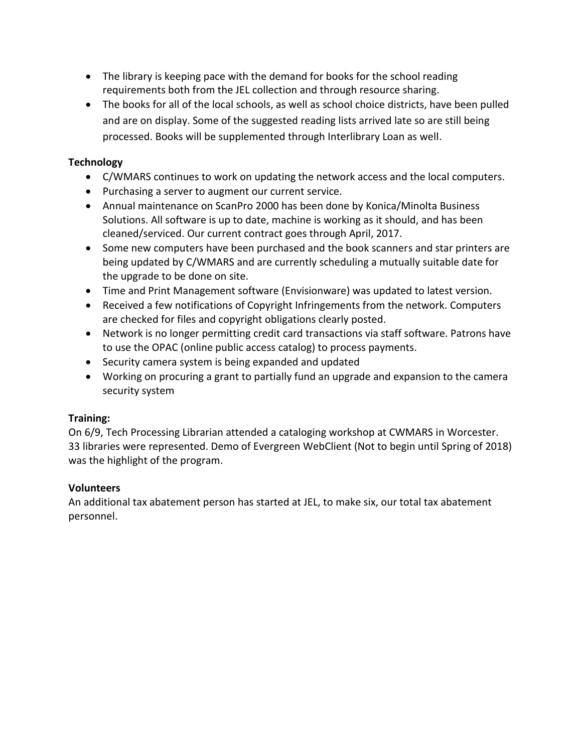- The library is keeping pace with the demand for books for the school reading requirements both from the JEL collection and through resource sharing.
- The books for all of the local schools, as well as school choice districts, have been pulled and are on display. Some of the suggested reading lists arrived late so are still being processed. Books will be supplemented through Interlibrary Loan as well.

**Technology**

- C/WMARS continues to work on updating the network access and the local computers.
- Purchasing a server to augment our current service.
- Annual maintenance on ScanPro 2000 has been done by Konica/Minolta Business Solutions. All software is up to date, machine is working as it should, and has been cleaned/serviced. Our current contract goes through April, 2017.
- Some new computers have been purchased and the book scanners and star printers are being updated by C/WMARS and are currently scheduling a mutually suitable date for the upgrade to be done on site.
- Time and Print Management software (Envisionware) was updated to latest version.
- Received a few notifications of Copyright Infringements from the network. Computers are checked for files and copyright obligations clearly posted.
- Network is no longer permitting credit card transactions via staff software. Patrons have to use the OPAC (online public access catalog) to process payments.
- Security camera system is being expanded and updated
- Working on procuring a grant to partially fund an upgrade and expansion to the camera security system

**Training:**

On 6/9, Tech Processing Librarian attended a cataloging workshop at CWMARS in Worcester. 33 libraries were represented. Demo of Evergreen WebClient (Not to begin until Spring of 2018) was the highlight of the program.

**Volunteers**

An additional tax abatement person has started at JEL, to make six, our total tax abatement personnel.